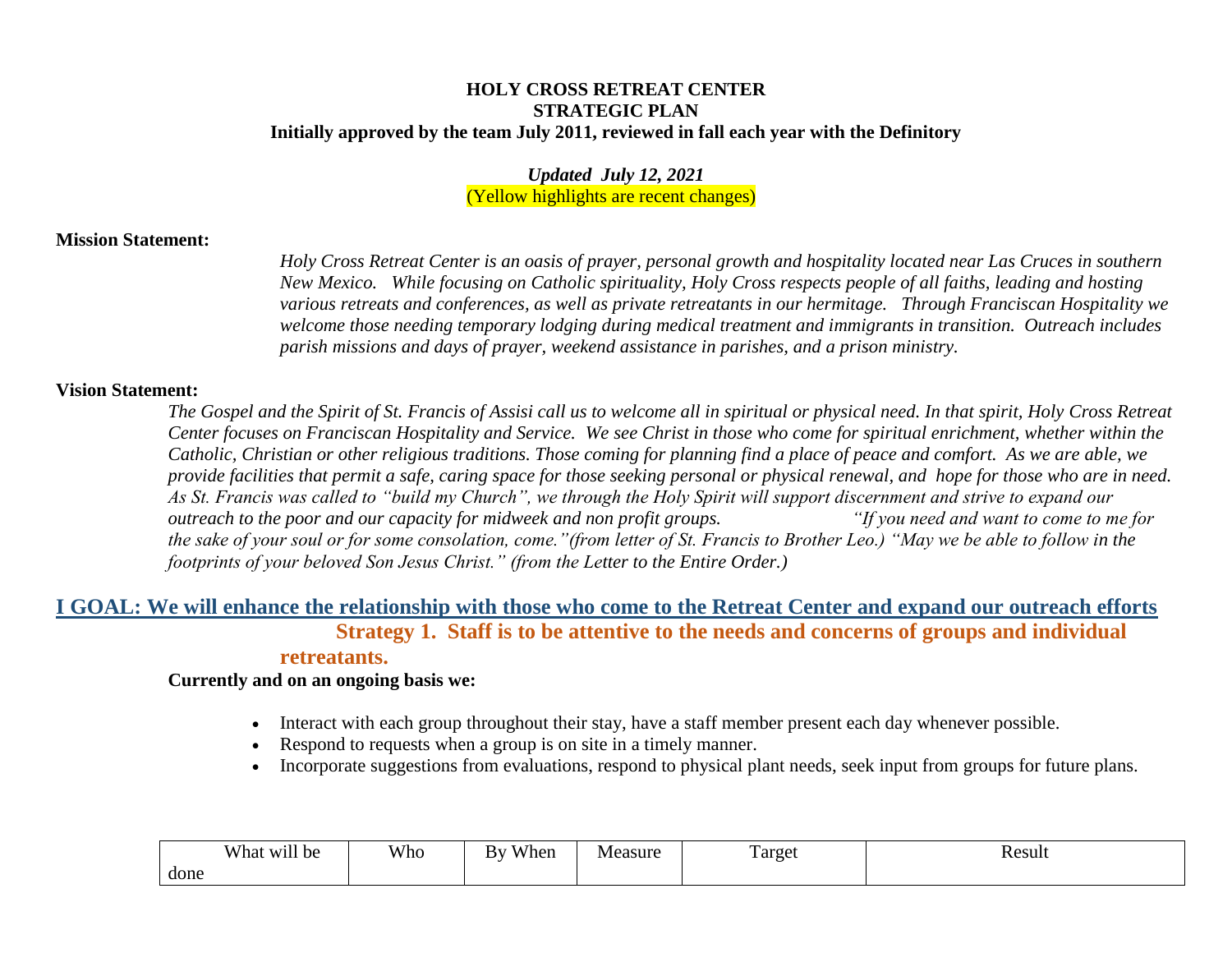**HOLY CROSS RETREAT CENTER**
**STRATEGIC PLAN**
**Initially approved by the team July 2011, reviewed in fall each year with the Definitory**

***Updated July 12, 2021***
(Yellow highlights are recent changes)

**Mission Statement:**

*Holy Cross Retreat Center is an oasis of prayer, personal growth and hospitality located near Las Cruces in southern New Mexico. While focusing on Catholic spirituality, Holy Cross respects people of all faiths, leading and hosting various retreats and conferences, as well as private retreatants in our hermitage. Through Franciscan Hospitality we welcome those needing temporary lodging during medical treatment and immigrants in transition. Outreach includes parish missions and days of prayer, weekend assistance in parishes, and a prison ministry.*

**Vision Statement:**

*The Gospel and the Spirit of St. Francis of Assisi call us to welcome all in spiritual or physical need. In that spirit, Holy Cross Retreat Center focuses on Franciscan Hospitality and Service. We see Christ in those who come for spiritual enrichment, whether within the Catholic, Christian or other religious traditions. Those coming for planning find a place of peace and comfort. As we are able, we provide facilities that permit a safe, caring space for those seeking personal or physical renewal, and hope for those who are in need. As St. Francis was called to "build my Church", we through the Holy Spirit will support discernment and strive to expand our outreach to the poor and our capacity for midweek and non profit groups. "If you need and want to come to me for the sake of your soul or for some consolation, come."(from letter of St. Francis to Brother Leo.) "May we be able to follow in the footprints of your beloved Son Jesus Christ." (from the Letter to the Entire Order.)*

## I GOAL: We will enhance the relationship with those who come to the Retreat Center and expand our outreach efforts

### Strategy 1. Staff is to be attentive to the needs and concerns of groups and individual retreatants.

**Currently and on an ongoing basis we:**

- Interact with each group throughout their stay, have a staff member present each day whenever possible.
- Respond to requests when a group is on site in a timely manner.
- Incorporate suggestions from evaluations, respond to physical plant needs, seek input from groups for future plans.

| What will be done | Who | By When | Measure | Target | Result |
|---|---|---|---|---|---|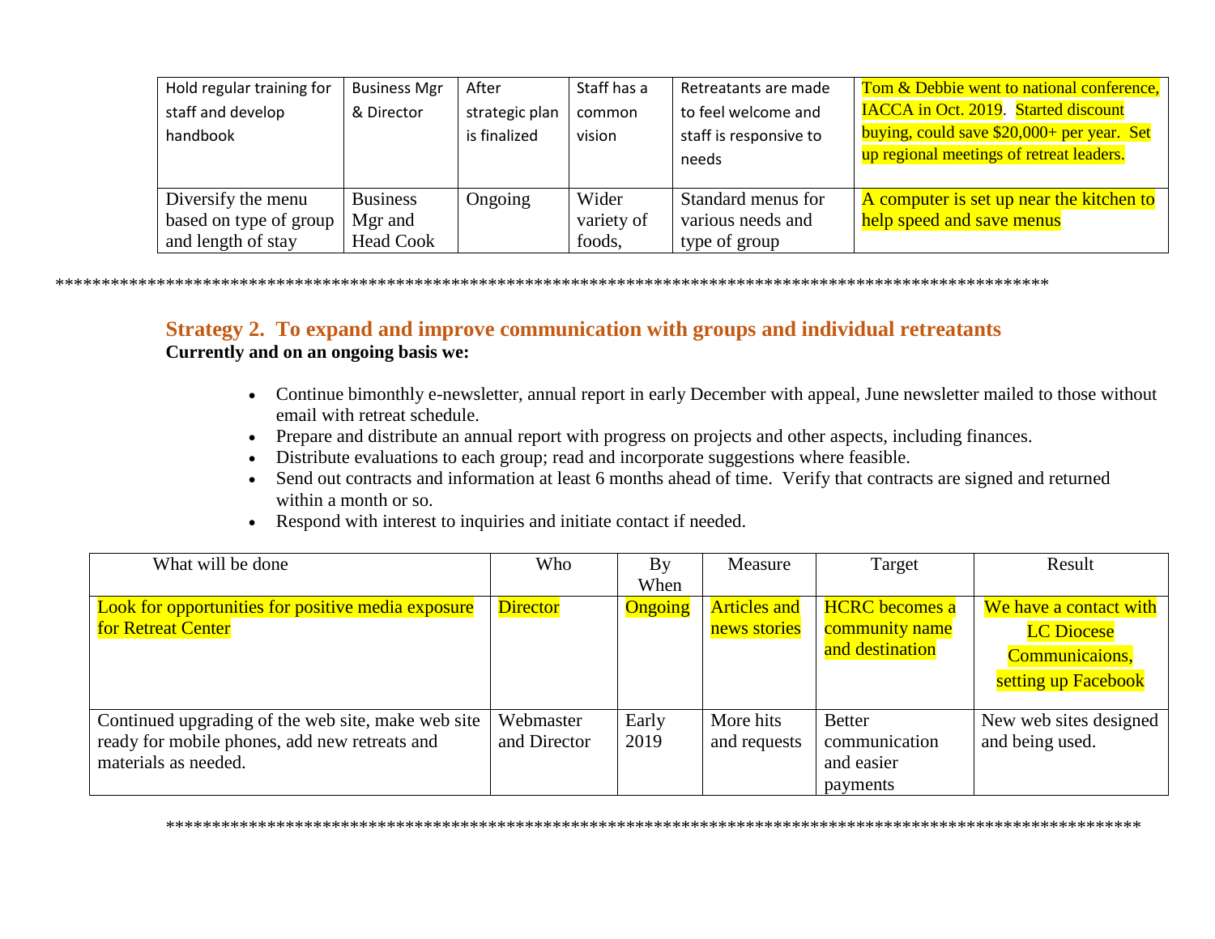| Hold regular training for staff and develop handbook | Business Mgr & Director | After strategic plan is finalized | Staff has a common vision | Retreatants are made to feel welcome and staff is responsive to needs | Tom & Debbie went to national conference, IACCA in Oct. 2019. Started discount buying, could save $20,000+ per year. Set up regional meetings of retreat leaders. |
|---|---|---|---|---|---|
| Diversify the menu based on type of group and length of stay | Business Mgr and Head Cook | Ongoing | Wider variety of foods, | Standard menus for various needs and type of group | A computer is set up near the kitchen to help speed and save menus |

*************************************************************************************************************

## Strategy 2. To expand and improve communication with groups and individual retreatants

**Currently and on an ongoing basis we:**

- Continue bimonthly e-newsletter, annual report in early December with appeal, June newsletter mailed to those without email with retreat schedule.
- Prepare and distribute an annual report with progress on projects and other aspects, including finances.
- Distribute evaluations to each group; read and incorporate suggestions where feasible.
- Send out contracts and information at least 6 months ahead of time. Verify that contracts are signed and returned within a month or so.
- Respond with interest to inquiries and initiate contact if needed.

| What will be done | Who | By When | Measure | Target | Result |
|---|---|---|---|---|---|
| Look for opportunities for positive media exposure for Retreat Center | Director | Ongoing | Articles and news stories | HCRC becomes a community name and destination | We have a contact with LC Diocese Communicaions, setting up Facebook |
| Continued upgrading of the web site, make web site ready for mobile phones, add new retreats and materials as needed. | Webmaster and Director | Early 2019 | More hits and requests | Better communication and easier payments | New web sites designed and being used. |

*************************************************************************************************************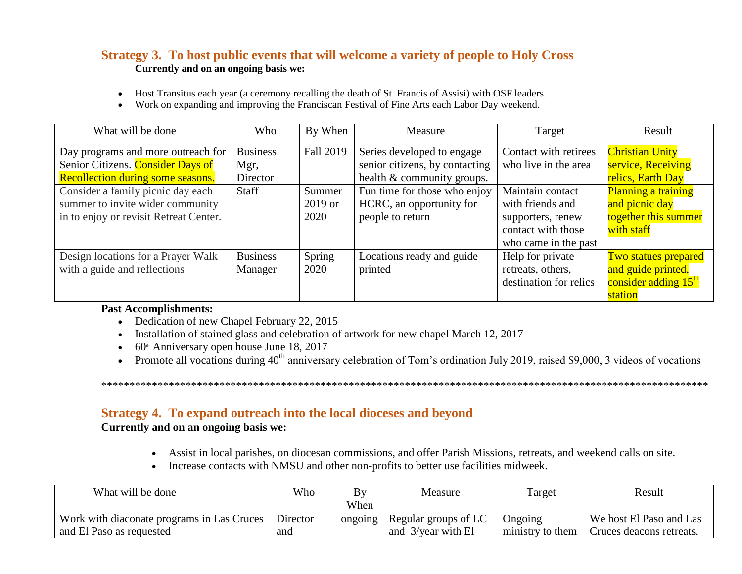## Strategy 3. To host public events that will welcome a variety of people to Holy Cross

**Currently and on an ongoing basis we:**

- Host Transitus each year (a ceremony recalling the death of St. Francis of Assisi) with OSF leaders.
- Work on expanding and improving the Franciscan Festival of Fine Arts each Labor Day weekend.

| What will be done | Who | By When | Measure | Target | Result |
|---|---|---|---|---|---|
| Day programs and more outreach for Senior Citizens. Consider Days of Recollection during some seasons. | Business Mgr, Director | Fall 2019 | Series developed to engage senior citizens, by contacting health & community groups. | Contact with retirees who live in the area | Christian Unity service, Receiving relics, Earth Day |
| Consider a family picnic day each summer to invite wider community in to enjoy or revisit Retreat Center. | Staff | Summer 2019 or 2020 | Fun time for those who enjoy HCRC, an opportunity for people to return | Maintain contact with friends and supporters, renew contact with those who came in the past | Planning a training and picnic day together this summer with staff |
| Design locations for a Prayer Walk with a guide and reflections | Business Manager | Spring 2020 | Locations ready and guide printed | Help for private retreats, others, destination for relics | Two statues prepared and guide printed, consider adding 15th station |

**Past Accomplishments:**

- Dedication of new Chapel February 22, 2015
- Installation of stained glass and celebration of artwork for new chapel March 12, 2017
- 60th Anniversary open house June 18, 2017
- Promote all vocations during 40th anniversary celebration of Tom's ordination July 2019, raised $9,000, 3 videos of vocations

\*\*\*\*\*\*\*\*\*\*\*\*\*\*\*\*\*\*\*\*\*\*\*\*\*\*\*\*\*\*\*\*\*\*\*\*\*\*\*\*\*\*\*\*\*\*\*\*\*\*\*\*\*\*\*\*\*\*\*\*\*\*\*\*\*\*\*\*\*\*\*\*\*\*\*\*\*\*\*\*\*\*\*\*\*\*\*\*\*\*\*\*\*\*\*\*\*\*\*\*\*\*\*\*\*\*\*\*\*\*

## Strategy 4. To expand outreach into the local dioceses and beyond

**Currently and on an ongoing basis we:**

- Assist in local parishes, on diocesan commissions, and offer Parish Missions, retreats, and weekend calls on site.
- Increase contacts with NMSU and other non-profits to better use facilities midweek.

| What will be done | Who | By When | Measure | Target | Result |
|---|---|---|---|---|---|
| Work with diaconate programs in Las Cruces and El Paso as requested | Director and | ongoing | Regular groups of LC and 3/year with El | Ongoing ministry to them | We host El Paso and Las Cruces deacons retreats. |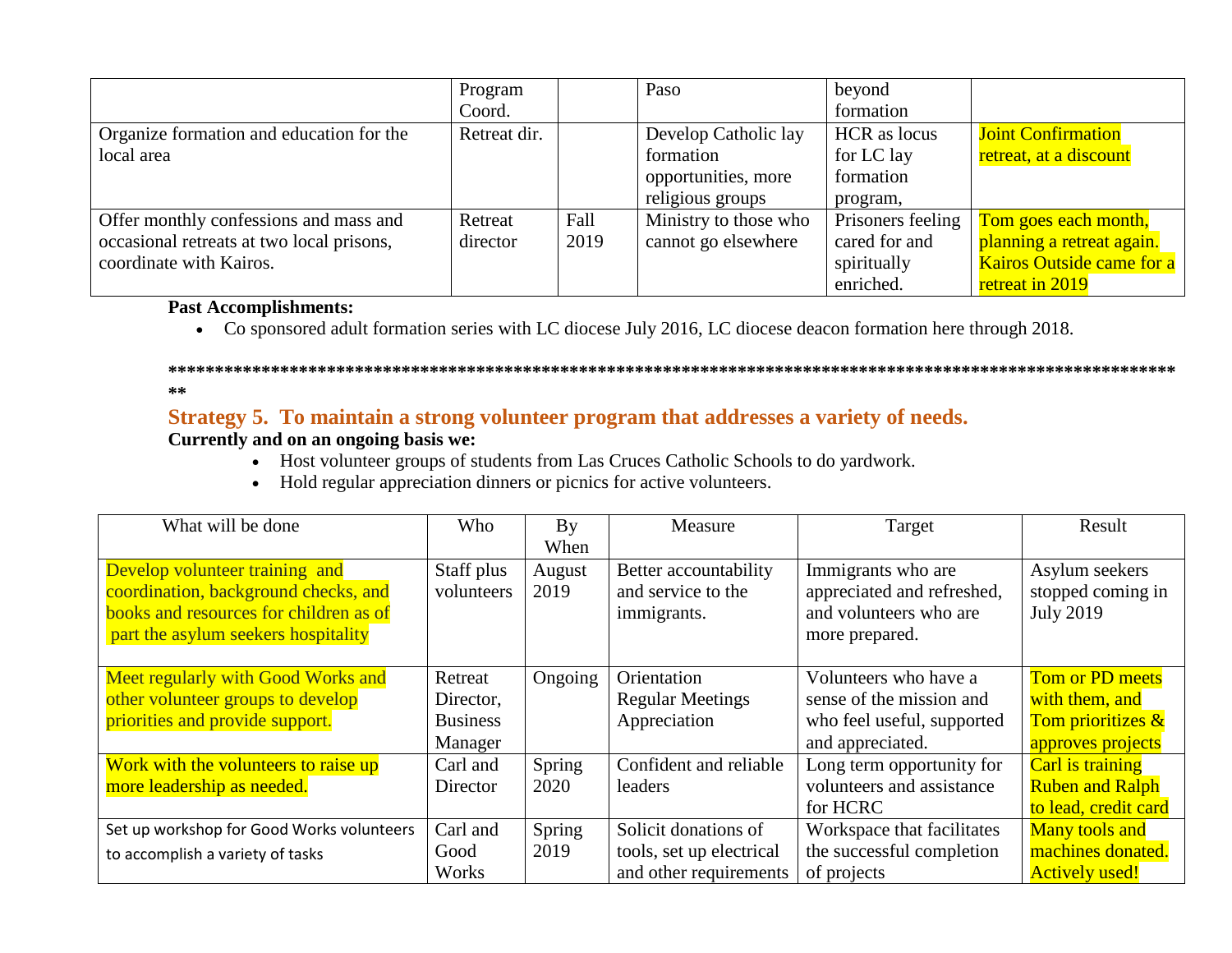| | Program Coord. | | Paso | beyond formation | |
|---|---|---|---|---|---|
| Organize formation and education for the local area | Retreat dir. | | Develop Catholic lay formation opportunities, more religious groups | HCR as locus for LC lay formation program, | Joint Confirmation retreat, at a discount |
| Offer monthly confessions and mass and occasional retreats at two local prisons, coordinate with Kairos. | Retreat director | Fall 2019 | Ministry to those who cannot go elsewhere | Prisoners feeling cared for and spiritually enriched. | Tom goes each month, planning a retreat again. Kairos Outside came for a retreat in 2019 |

**Past Accomplishments:**

- Co sponsored adult formation series with LC diocese July 2016, LC diocese deacon formation here through 2018.

**\*\*\*\*\*\*\*\*\*\*\*\*\*\*\*\*\*\*\*\*\*\*\*\*\*\*\*\*\*\*\*\*\*\*\*\*\*\*\*\*\*\*\*\*\*\*\*\*\*\*\*\*\*\*\*\*\*\*\*\*\*\*\*\*\*\*\*\*\*\*\*\*\*\*\*\*\*\*\*\*\*\*\*\*\*\*\*\*\*\*\*\*\*\*\*\*\*\*\*\*\*\*\*\*\*\*\*\***

## Strategy 5. To maintain a strong volunteer program that addresses a variety of needs.

**Currently and on an ongoing basis we:**

- Host volunteer groups of students from Las Cruces Catholic Schools to do yardwork.
- Hold regular appreciation dinners or picnics for active volunteers.

| What will be done | Who | By When | Measure | Target | Result |
|---|---|---|---|---|---|
| Develop volunteer training and coordination, background checks, and books and resources for children as of part the asylum seekers hospitality | Staff plus volunteers | August 2019 | Better accountability and service to the immigrants. | Immigrants who are appreciated and refreshed, and volunteers who are more prepared. | Asylum seekers stopped coming in July 2019 |
| Meet regularly with Good Works and other volunteer groups to develop priorities and provide support. | Retreat Director, Business Manager | Ongoing | Orientation Regular Meetings Appreciation | Volunteers who have a sense of the mission and who feel useful, supported and appreciated. | Tom or PD meets with them, and Tom prioritizes & approves projects |
| Work with the volunteers to raise up more leadership as needed. | Carl and Director | Spring 2020 | Confident and reliable leaders | Long term opportunity for volunteers and assistance for HCRC | Carl is training Ruben and Ralph to lead, credit card |
| Set up workshop for Good Works volunteers to accomplish a variety of tasks | Carl and Good Works | Spring 2019 | Solicit donations of tools, set up electrical and other requirements | Workspace that facilitates the successful completion of projects | Many tools and machines donated. Actively used! |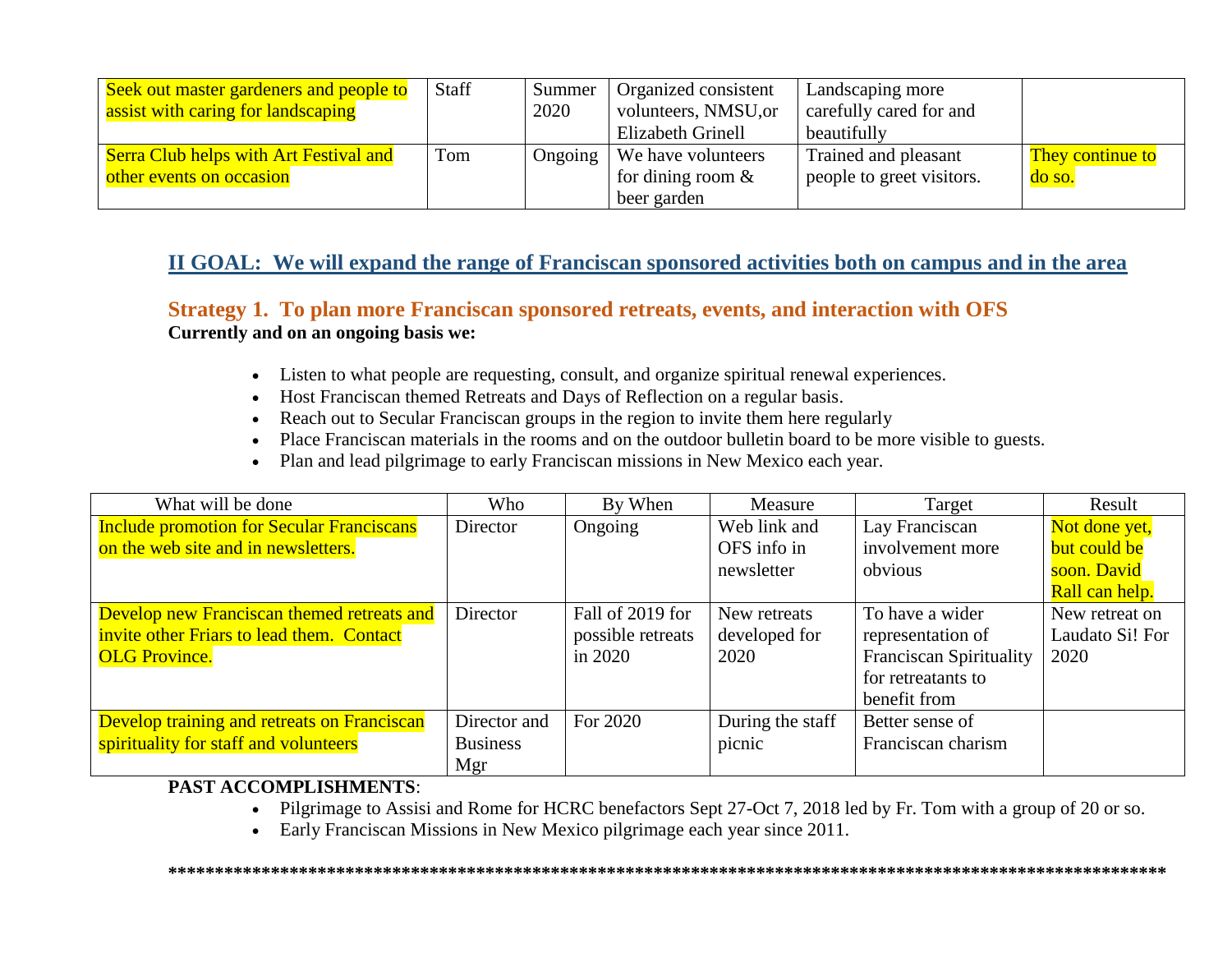| Seek out master gardeners and people to assist with caring for landscaping | Staff | Summer 2020 | Organized consistent volunteers, NMSU,or Elizabeth Grinell | Landscaping more carefully cared for and beautifully | |
|---|---|---|---|---|---|
| Serra Club helps with Art Festival and other events on occasion | Tom | Ongoing | We have volunteers for dining room & beer garden | Trained and pleasant people to greet visitors. | They continue to do so. |

## II GOAL: We will expand the range of Franciscan sponsored activities both on campus and in the area

### Strategy 1. To plan more Franciscan sponsored retreats, events, and interaction with OFS

**Currently and on an ongoing basis we:**

- Listen to what people are requesting, consult, and organize spiritual renewal experiences.
- Host Franciscan themed Retreats and Days of Reflection on a regular basis.
- Reach out to Secular Franciscan groups in the region to invite them here regularly
- Place Franciscan materials in the rooms and on the outdoor bulletin board to be more visible to guests.
- Plan and lead pilgrimage to early Franciscan missions in New Mexico each year.

| What will be done | Who | By When | Measure | Target | Result |
|---|---|---|---|---|---|
| Include promotion for Secular Franciscans on the web site and in newsletters. | Director | Ongoing | Web link and OFS info in newsletter | Lay Franciscan involvement more obvious | Not done yet, but could be soon. David Rall can help. |
| Develop new Franciscan themed retreats and invite other Friars to lead them. Contact OLG Province. | Director | Fall of 2019 for possible retreats in 2020 | New retreats developed for 2020 | To have a wider representation of Franciscan Spirituality for retreatants to benefit from | New retreat on Laudato Si! For 2020 |
| Develop training and retreats on Franciscan spirituality for staff and volunteers | Director and Business Mgr | For 2020 | During the staff picnic | Better sense of Franciscan charism | |

**PAST ACCOMPLISHMENTS**:

- Pilgrimage to Assisi and Rome for HCRC benefactors Sept 27-Oct 7, 2018 led by Fr. Tom with a group of 20 or so.
- Early Franciscan Missions in New Mexico pilgrimage each year since 2011.

**********************************************************************************************************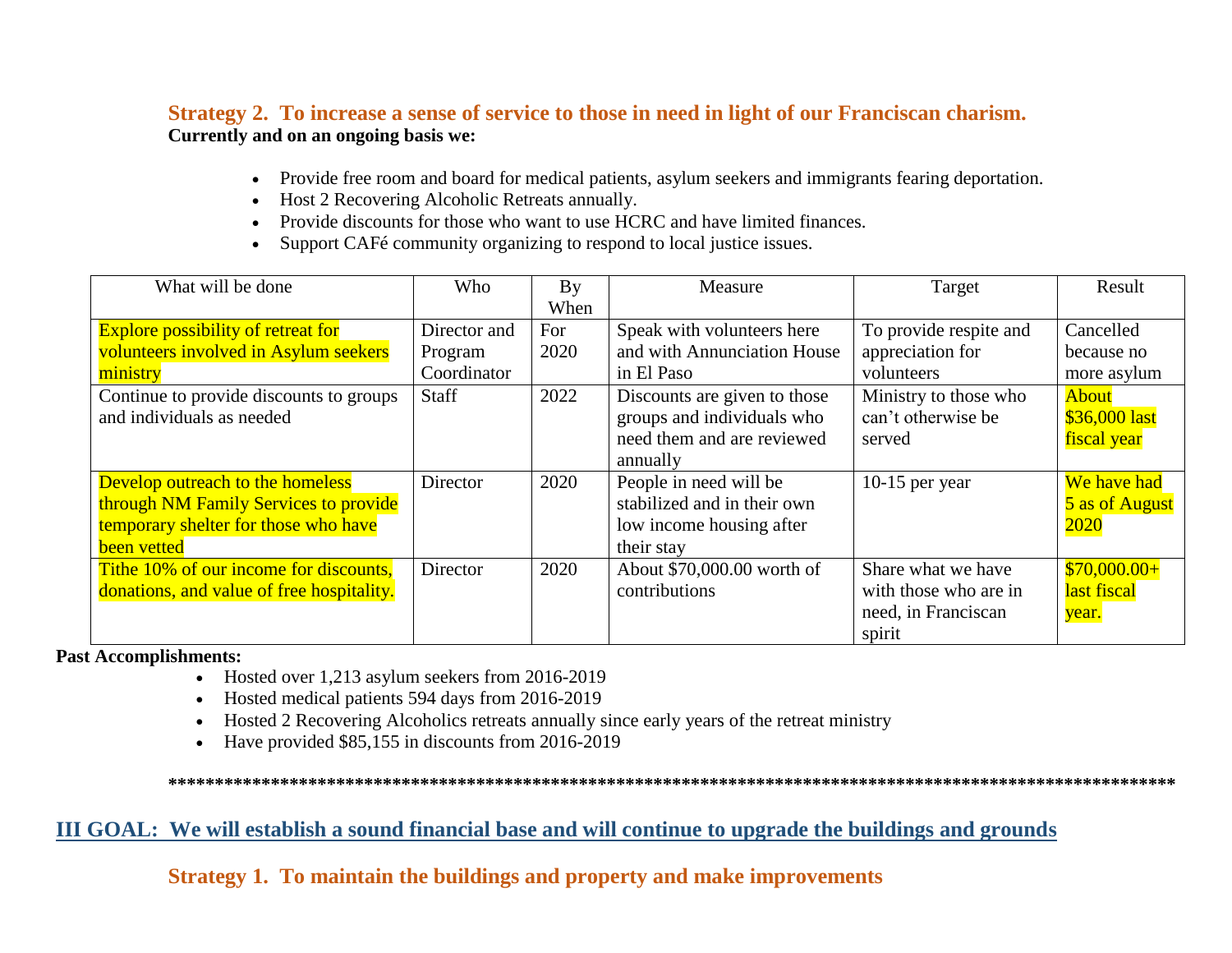### Strategy 2. To increase a sense of service to those in need in light of our Franciscan charism.

**Currently and on an ongoing basis we:**

- Provide free room and board for medical patients, asylum seekers and immigrants fearing deportation.
- Host 2 Recovering Alcoholic Retreats annually.
- Provide discounts for those who want to use HCRC and have limited finances.
- Support CAFé community organizing to respond to local justice issues.

| What will be done | Who | By When | Measure | Target | Result |
|---|---|---|---|---|---|
| Explore possibility of retreat for volunteers involved in Asylum seekers ministry | Director and Program Coordinator | For 2020 | Speak with volunteers here and with Annunciation House in El Paso | To provide respite and appreciation for volunteers | Cancelled because no more asylum |
| Continue to provide discounts to groups and individuals as needed | Staff | 2022 | Discounts are given to those groups and individuals who need them and are reviewed annually | Ministry to those who can't otherwise be served | About $36,000 last fiscal year |
| Develop outreach to the homeless through NM Family Services to provide temporary shelter for those who have been vetted | Director | 2020 | People in need will be stabilized and in their own low income housing after their stay | 10-15 per year | We have had 5 as of August 2020 |
| Tithe 10% of our income for discounts, donations, and value of free hospitality. | Director | 2020 | About $70,000.00 worth of contributions | Share what we have with those who are in need, in Franciscan spirit | $70,000.00+ last fiscal year. |

**Past Accomplishments:**

- Hosted over 1,213 asylum seekers from 2016-2019
- Hosted medical patients 594 days from 2016-2019
- Hosted 2 Recovering Alcoholics retreats annually since early years of the retreat ministry
- Have provided $85,155 in discounts from 2016-2019

******************************************************************************************************************

## III GOAL: We will establish a sound financial base and will continue to upgrade the buildings and grounds

### Strategy 1. To maintain the buildings and property and make improvements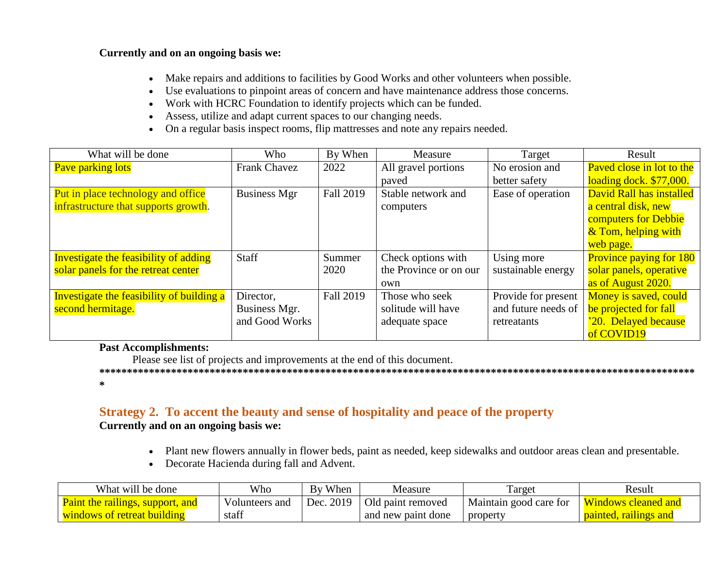**Currently and on an ongoing basis we:**

- Make repairs and additions to facilities by Good Works and other volunteers when possible.
- Use evaluations to pinpoint areas of concern and have maintenance address those concerns.
- Work with HCRC Foundation to identify projects which can be funded.
- Assess, utilize and adapt current spaces to our changing needs.
- On a regular basis inspect rooms, flip mattresses and note any repairs needed.

| What will be done | Who | By When | Measure | Target | Result |
|---|---|---|---|---|---|
| Pave parking lots | Frank Chavez | 2022 | All gravel portions paved | No erosion and better safety | Paved close in lot to the loading dock. $77,000. |
| Put in place technology and office infrastructure that supports growth. | Business Mgr | Fall 2019 | Stable network and computers | Ease of operation | David Rall has installed a central disk, new computers for Debbie & Tom, helping with web page. |
| Investigate the feasibility of adding solar panels for the retreat center | Staff | Summer 2020 | Check options with the Province or on our own | Using more sustainable energy | Province paying for 180 solar panels, operative as of August 2020. |
| Investigate the feasibility of building a second hermitage. | Director, Business Mgr. and Good Works | Fall 2019 | Those who seek solitude will have adequate space | Provide for present and future needs of retreatants | Money is saved, could be projected for fall '20. Delayed because of COVID19 |

**Past Accomplishments:**

Please see list of projects and improvements at the end of this document.

***************************************************************************************************************

## Strategy 2. To accent the beauty and sense of hospitality and peace of the property

**Currently and on an ongoing basis we:**

- Plant new flowers annually in flower beds, paint as needed, keep sidewalks and outdoor areas clean and presentable.
- Decorate Hacienda during fall and Advent.

| What will be done | Who | By When | Measure | Target | Result |
|---|---|---|---|---|---|
| Paint the railings, support, and windows of retreat building | Volunteers and staff | Dec. 2019 | Old paint removed and new paint done | Maintain good care for property | Windows cleaned and painted, railings and |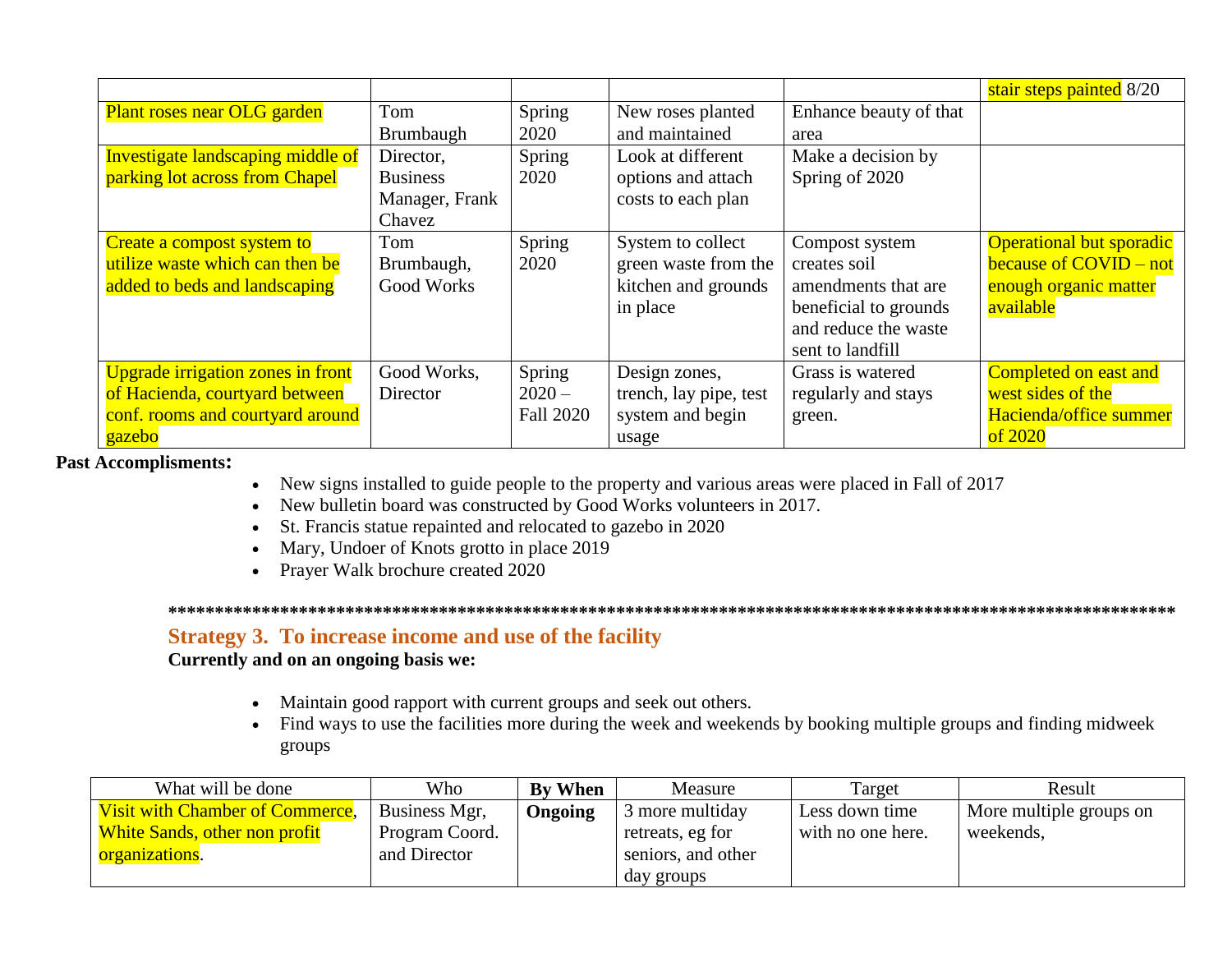|  |  |  |  |  | stair steps painted 8/20 |
|---|---|---|---|---|---|
| Plant roses near OLG garden | Tom Brumbaugh | Spring 2020 | New roses planted and maintained | Enhance beauty of that area |  |
| Investigate landscaping middle of parking lot across from Chapel | Director, Business Manager, Frank Chavez | Spring 2020 | Look at different options and attach costs to each plan | Make a decision by Spring of 2020 |  |
| Create a compost system to utilize waste which can then be added to beds and landscaping | Tom Brumbaugh, Good Works | Spring 2020 | System to collect green waste from the kitchen and grounds in place | Compost system creates soil amendments that are beneficial to grounds and reduce the waste sent to landfill | Operational but sporadic because of COVID – not enough organic matter available |
| Upgrade irrigation zones in front of Hacienda, courtyard between conf. rooms and courtyard around gazebo | Good Works, Director | Spring 2020 – Fall 2020 | Design zones, trench, lay pipe, test system and begin usage | Grass is watered regularly and stays green. | Completed on east and west sides of the Hacienda/office summer of 2020 |

**Past Accomplisments:**

- New signs installed to guide people to the property and various areas were placed in Fall of 2017
- New bulletin board was constructed by Good Works volunteers in 2017.
- St. Francis statue repainted and relocated to gazebo in 2020
- Mary, Undoer of Knots grotto in place 2019
- Prayer Walk brochure created 2020

**************************************************************************************************************

## Strategy 3. To increase income and use of the facility

**Currently and on an ongoing basis we:**

- Maintain good rapport with current groups and seek out others.
- Find ways to use the facilities more during the week and weekends by booking multiple groups and finding midweek groups

| What will be done | Who | **By When** | Measure | Target | Result |
|---|---|---|---|---|---|
| Visit with Chamber of Commerce, White Sands, other non profit organizations. | Business Mgr, Program Coord. and Director | **Ongoing** | 3 more multiday retreats, eg for seniors, and other day groups | Less down time with no one here. | More multiple groups on weekends, |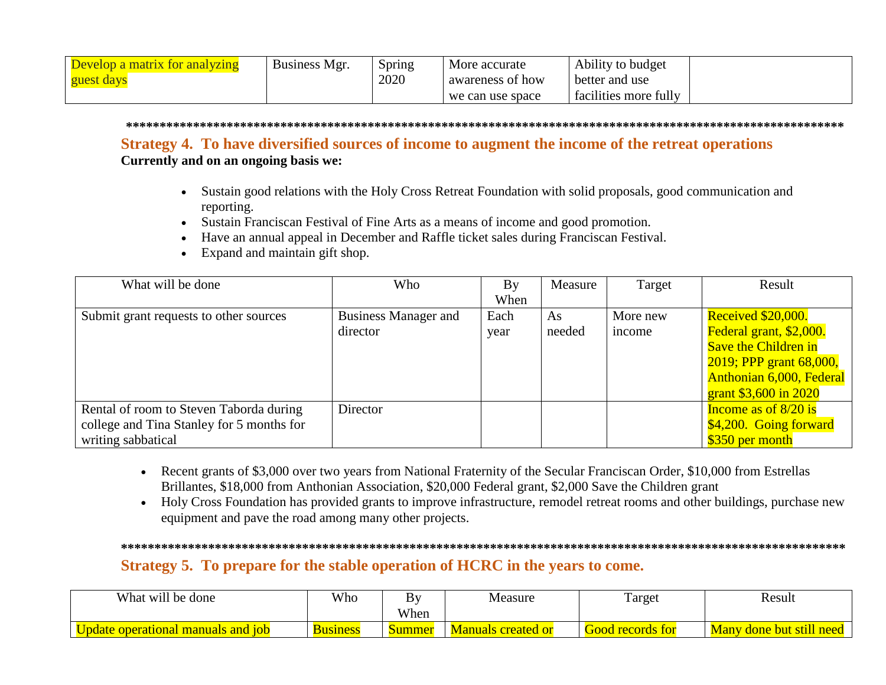| Develop a matrix for analyzing guest days | Business Mgr. | Spring 2020 | More accurate awareness of how we can use space | Ability to budget better and use facilities more fully | |
|---|---|---|---|---|---|

**************************************************************************************************************

## Strategy 4. To have diversified sources of income to augment the income of the retreat operations

**Currently and on an ongoing basis we:**

- Sustain good relations with the Holy Cross Retreat Foundation with solid proposals, good communication and reporting.
- Sustain Franciscan Festival of Fine Arts as a means of income and good promotion.
- Have an annual appeal in December and Raffle ticket sales during Franciscan Festival.
- Expand and maintain gift shop.

| What will be done | Who | By When | Measure | Target | Result |
|---|---|---|---|---|---|
| Submit grant requests to other sources | Business Manager and director | Each year | As needed | More new income | Received $20,000. Federal grant, $2,000. Save the Children in 2019; PPP grant 68,000, Anthonian 6,000, Federal grant $3,600 in 2020 |
| Rental of room to Steven Taborda during college and Tina Stanley for 5 months for writing sabbatical | Director | | | | Income as of 8/20 is $4,200. Going forward $350 per month |

- Recent grants of $3,000 over two years from National Fraternity of the Secular Franciscan Order, $10,000 from Estrellas Brillantes, $18,000 from Anthonian Association, $20,000 Federal grant, $2,000 Save the Children grant
- Holy Cross Foundation has provided grants to improve infrastructure, remodel retreat rooms and other buildings, purchase new equipment and pave the road among many other projects.

**************************************************************************************************************

## Strategy 5. To prepare for the stable operation of HCRC in the years to come.

| What will be done | Who | By When | Measure | Target | Result |
|---|---|---|---|---|---|
| Update operational manuals and job | Business | Summer | Manuals created or | Good records for | Many done but still need |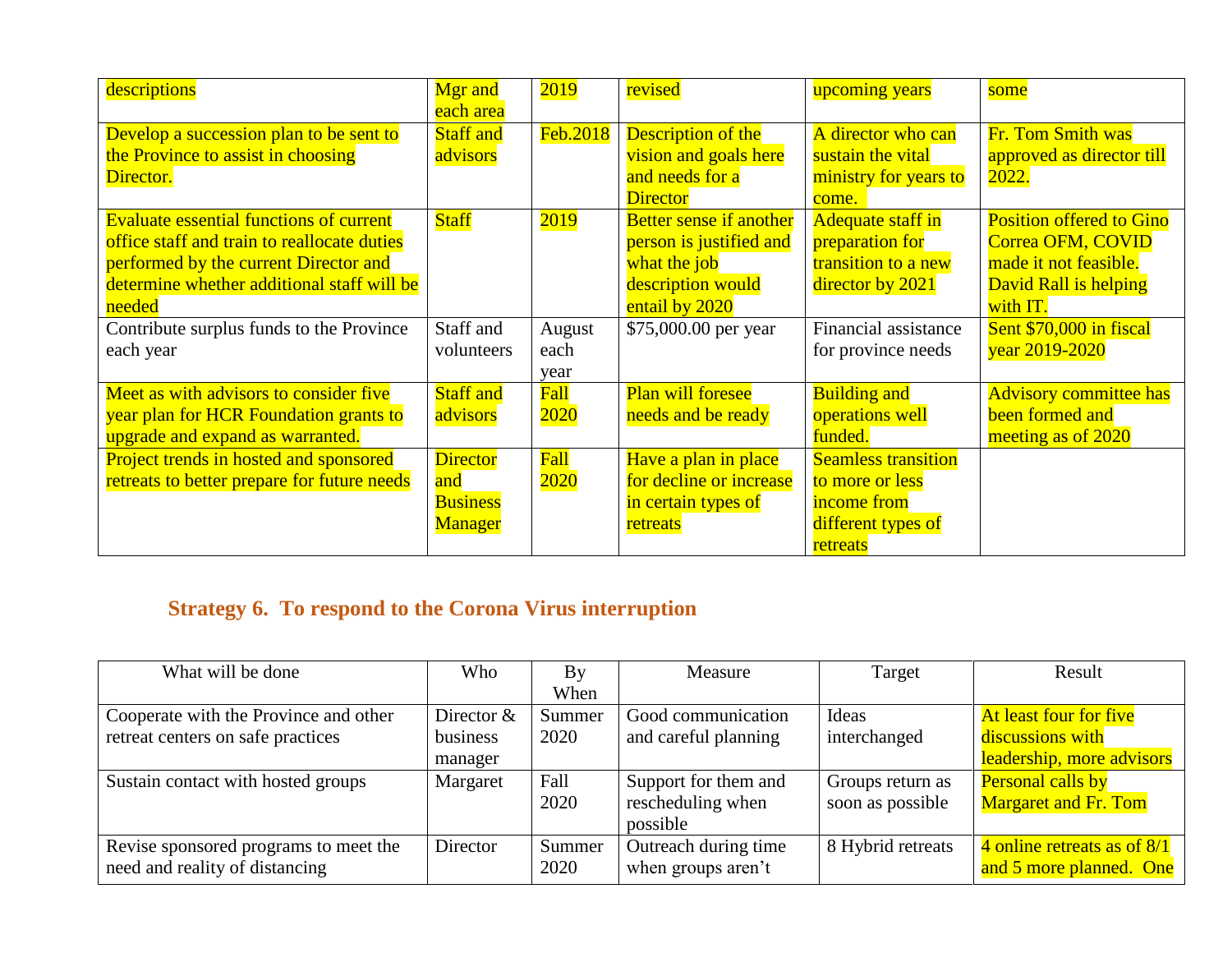| | | | | | |
|---|---|---|---|---|---|
| descriptions | Mgr and each area | 2019 | revised | upcoming years | some |
| Develop a succession plan to be sent to the Province to assist in choosing Director. | Staff and advisors | Feb.2018 | Description of the vision and goals here and needs for a Director | A director who can sustain the vital ministry for years to come. | Fr. Tom Smith was approved as director till 2022. |
| Evaluate essential functions of current office staff and train to reallocate duties performed by the current Director and determine whether additional staff will be needed | Staff | 2019 | Better sense if another person is justified and what the job description would entail by 2020 | Adequate staff in preparation for transition to a new director by 2021 | Position offered to Gino Correa OFM, COVID made it not feasible. David Rall is helping with IT. |
| Contribute surplus funds to the Province each year | Staff and volunteers | August each year | $75,000.00 per year | Financial assistance for province needs | Sent $70,000 in fiscal year 2019-2020 |
| Meet as with advisors to consider five year plan for HCR Foundation grants to upgrade and expand as warranted. | Staff and advisors | Fall 2020 | Plan will foresee needs and be ready | Building and operations well funded. | Advisory committee has been formed and meeting as of 2020 |
| Project trends in hosted and sponsored retreats to better prepare for future needs | Director and Business Manager | Fall 2020 | Have a plan in place for decline or increase in certain types of retreats | Seamless transition to more or less income from different types of retreats | |

## Strategy 6. To respond to the Corona Virus interruption

| What will be done | Who | By When | Measure | Target | Result |
|---|---|---|---|---|---|
| Cooperate with the Province and other retreat centers on safe practices | Director & business manager | Summer 2020 | Good communication and careful planning | Ideas interchanged | At least four for five discussions with leadership, more advisors |
| Sustain contact with hosted groups | Margaret | Fall 2020 | Support for them and rescheduling when possible | Groups return as soon as possible | Personal calls by Margaret and Fr. Tom |
| Revise sponsored programs to meet the need and reality of distancing | Director | Summer 2020 | Outreach during time when groups aren't | 8 Hybrid retreats | 4 online retreats as of 8/1 and 5 more planned. One |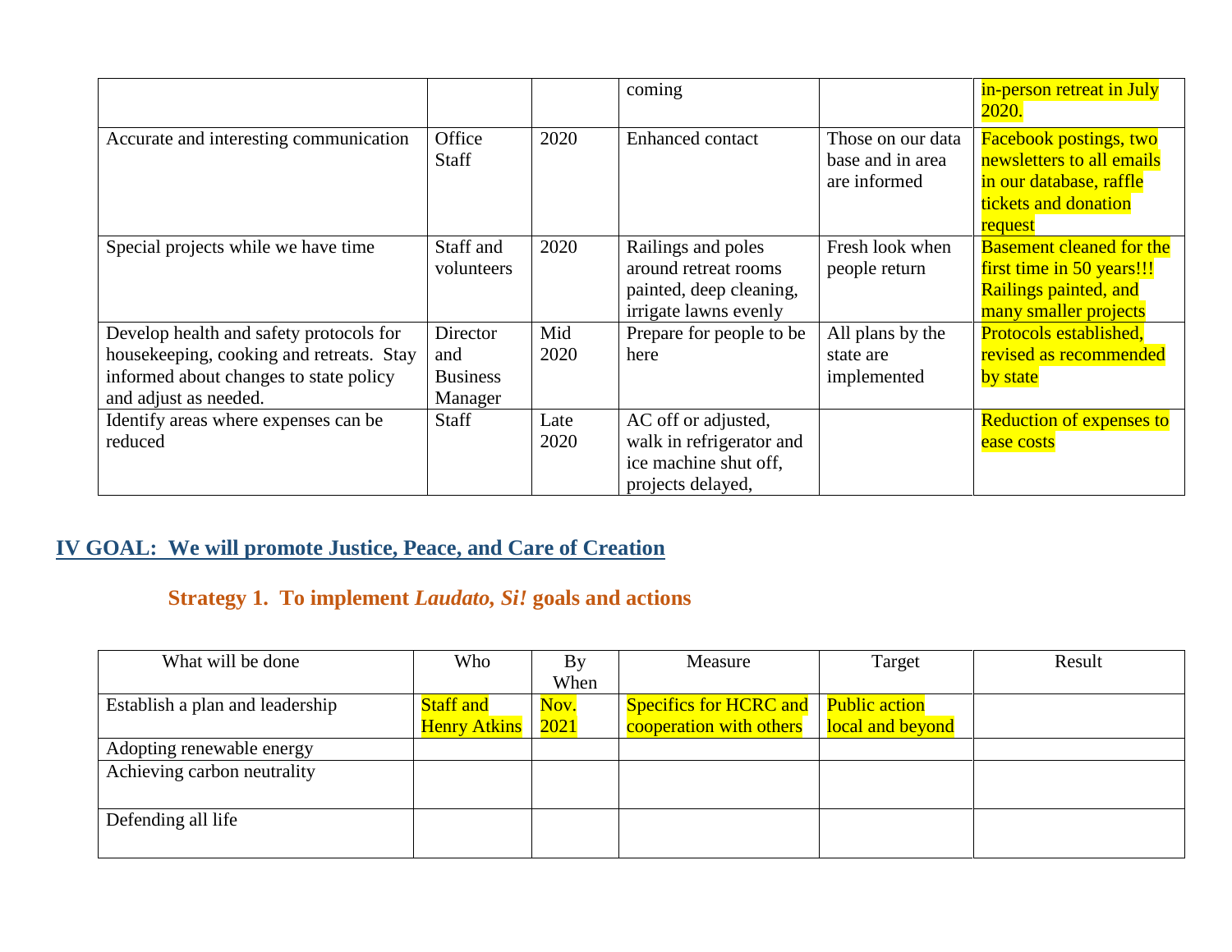| | | | coming | | in-person retreat in July 2020. |
|---|---|---|---|---|---|
| Accurate and interesting communication | Office Staff | 2020 | Enhanced contact | Those on our data base and in area are informed | Facebook postings, two newsletters to all emails in our database, raffle tickets and donation request |
| Special projects while we have time | Staff and volunteers | 2020 | Railings and poles around retreat rooms painted, deep cleaning, irrigate lawns evenly | Fresh look when people return | Basement cleaned for the first time in 50 years!!! Railings painted, and many smaller projects |
| Develop health and safety protocols for housekeeping, cooking and retreats. Stay informed about changes to state policy and adjust as needed. | Director and Business Manager | Mid 2020 | Prepare for people to be here | All plans by the state are implemented | Protocols established, revised as recommended by state |
| Identify areas where expenses can be reduced | Staff | Late 2020 | AC off or adjusted, walk in refrigerator and ice machine shut off, projects delayed, | | Reduction of expenses to ease costs |

## IV GOAL: We will promote Justice, Peace, and Care of Creation

### Strategy 1. To implement *Laudato, Si!* goals and actions

| What will be done | Who | By When | Measure | Target | Result |
|---|---|---|---|---|---|
| Establish a plan and leadership | Staff and Henry Atkins | Nov. 2021 | Specifics for HCRC and cooperation with others | Public action local and beyond | |
| Adopting renewable energy | | | | | |
| Achieving carbon neutrality | | | | | |
| Defending all life | | | | | |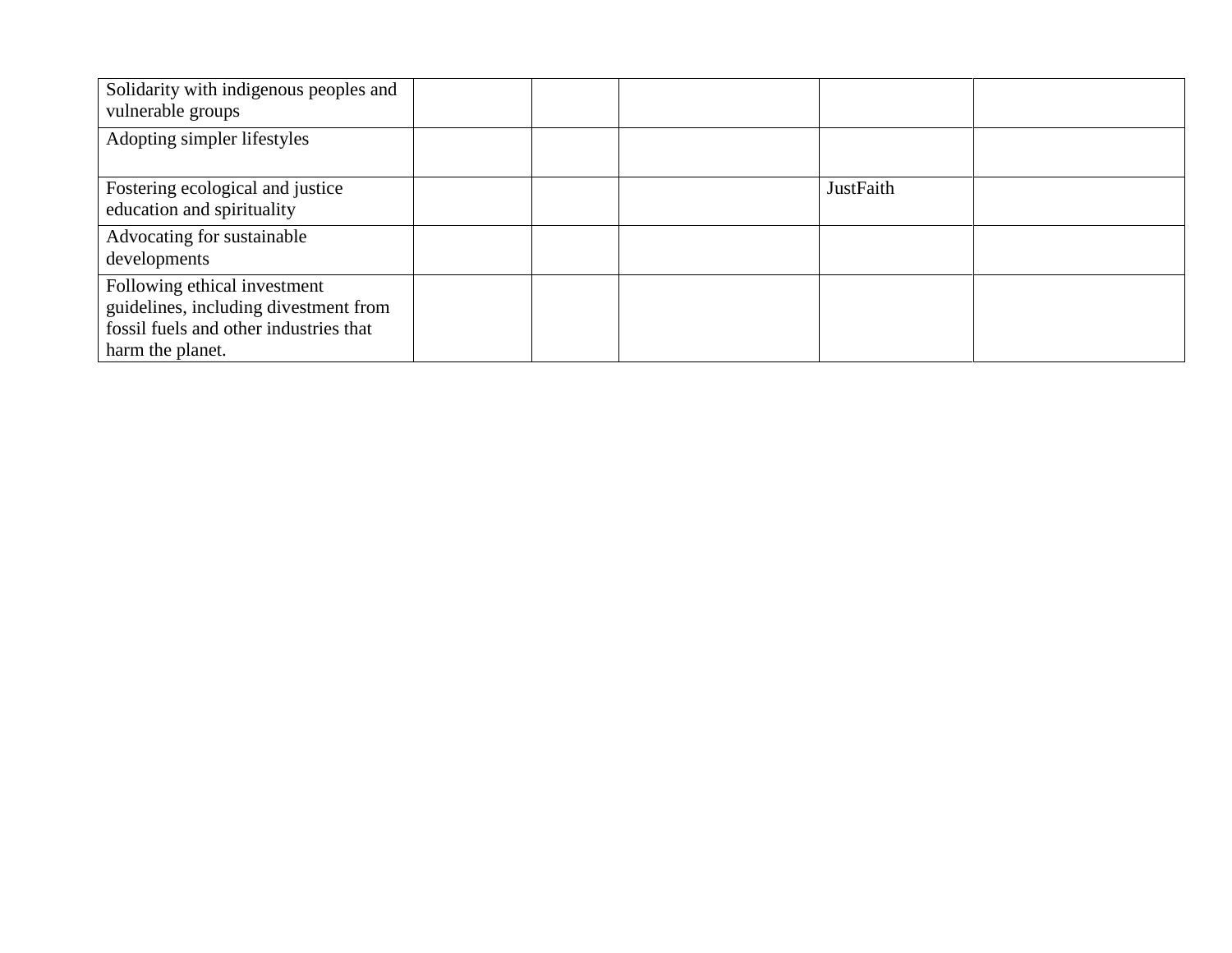| | | | | | |
|---|---|---|---|---|---|
| Solidarity with indigenous peoples and vulnerable groups | | | | | |
| Adopting simpler lifestyles | | | | | |
| Fostering ecological and justice education and spirituality | | | | JustFaith | |
| Advocating for sustainable developments | | | | | |
| Following ethical investment guidelines, including divestment from fossil fuels and other industries that harm the planet. | | | | | |